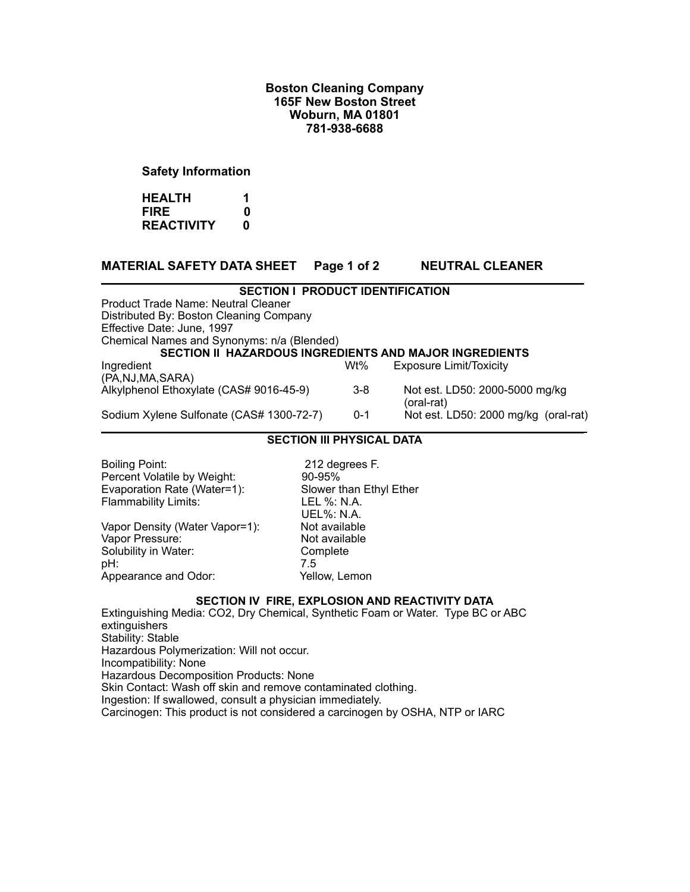**Boston Cleaning Company**
**165F New Boston Street**
**Woburn, MA 01801**
**781-938-6688**

**Safety Information**

| | |
|---|---|
| **HEALTH** | **1** |
| **FIRE** | **0** |
| **REACTIVITY** | **0** |

## MATERIAL SAFETY DATA SHEET Page 1 of 2 NEUTRAL CLEANER

### SECTION I PRODUCT IDENTIFICATION

Product Trade Name: Neutral Cleaner
Distributed By: Boston Cleaning Company
Effective Date: June, 1997
Chemical Names and Synonyms: n/a (Blended)

### SECTION II HAZARDOUS INGREDIENTS AND MAJOR INGREDIENTS

| Ingredient (PA,NJ,MA,SARA) | Wt% | Exposure Limit/Toxicity |
|---|---|---|
| Alkylphenol Ethoxylate (CAS# 9016-45-9) | 3-8 | Not est. LD50: 2000-5000 mg/kg (oral-rat) |
| Sodium Xylene Sulfonate (CAS# 1300-72-7) | 0-1 | Not est. LD50: 2000 mg/kg (oral-rat) |

### SECTION III PHYSICAL DATA

| | |
|---|---|
| Boiling Point: | 212 degrees F. |
| Percent Volatile by Weight: | 90-95% |
| Evaporation Rate (Water=1): | Slower than Ethyl Ether |
| Flammability Limits: | LEL %: N.A. UEL%: N.A. |
| Vapor Density (Water Vapor=1): | Not available |
| Vapor Pressure: | Not available |
| Solubility in Water: | Complete |
| pH: | 7.5 |
| Appearance and Odor: | Yellow, Lemon |

### SECTION IV FIRE, EXPLOSION AND REACTIVITY DATA

Extinguishing Media: $CO_2$, Dry Chemical, Synthetic Foam or Water. Type BC or ABC extinguishers
Stability: Stable
Hazardous Polymerization: Will not occur.
Incompatibility: None
Hazardous Decomposition Products: None
Skin Contact: Wash off skin and remove contaminated clothing.
Ingestion: If swallowed, consult a physician immediately.
Carcinogen: This product is not considered a carcinogen by OSHA, NTP or IARC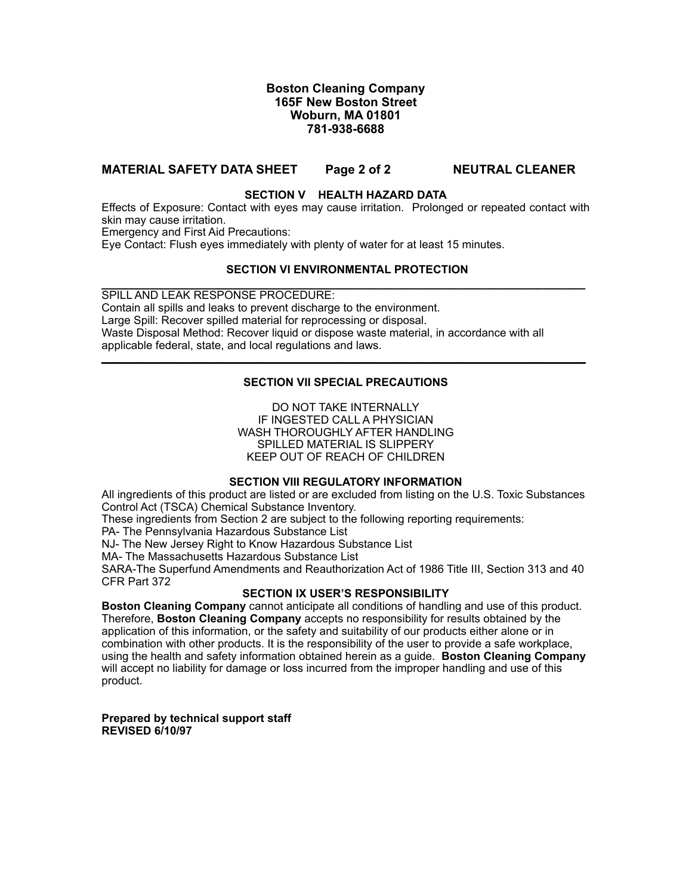**Boston Cleaning Company**
**165F New Boston Street**
**Woburn, MA 01801**
**781-938-6688**

## MATERIAL SAFETY DATA SHEET NEUTRAL CLEANER

### SECTION V HEALTH HAZARD DATA

Effects of Exposure: Contact with eyes may cause irritation. Prolonged or repeated contact with skin may cause irritation.

Emergency and First Aid Precautions:

Eye Contact: Flush eyes immediately with plenty of water for at least 15 minutes.

### SECTION VI ENVIRONMENTAL PROTECTION

---

SPILL AND LEAK RESPONSE PROCEDURE:

Contain all spills and leaks to prevent discharge to the environment.

Large Spill: Recover spilled material for reprocessing or disposal.

Waste Disposal Method: Recover liquid or dispose waste material, in accordance with all applicable federal, state, and local regulations and laws.

---

### SECTION VII SPECIAL PRECAUTIONS

DO NOT TAKE INTERNALLY
IF INGESTED CALL A PHYSICIAN
WASH THOROUGHLY AFTER HANDLING
SPILLED MATERIAL IS SLIPPERY
KEEP OUT OF REACH OF CHILDREN

### SECTION VIII REGULATORY INFORMATION

All ingredients of this product are listed or are excluded from listing on the U.S. Toxic Substances Control Act (TSCA) Chemical Substance Inventory.

These ingredients from Section 2 are subject to the following reporting requirements:

PA- The Pennsylvania Hazardous Substance List

NJ- The New Jersey Right to Know Hazardous Substance List

MA- The Massachusetts Hazardous Substance List

SARA-The Superfund Amendments and Reauthorization Act of 1986 Title III, Section 313 and 40 CFR Part 372

### SECTION IX USER'S RESPONSIBILITY

**Boston Cleaning Company** cannot anticipate all conditions of handling and use of this product. Therefore, **Boston Cleaning Company** accepts no responsibility for results obtained by the application of this information, or the safety and suitability of our products either alone or in combination with other products. It is the responsibility of the user to provide a safe workplace, using the health and safety information obtained herein as a guide. **Boston Cleaning Company** will accept no liability for damage or loss incurred from the improper handling and use of this product.

**Prepared by technical support staff**
**REVISED 6/10/97**